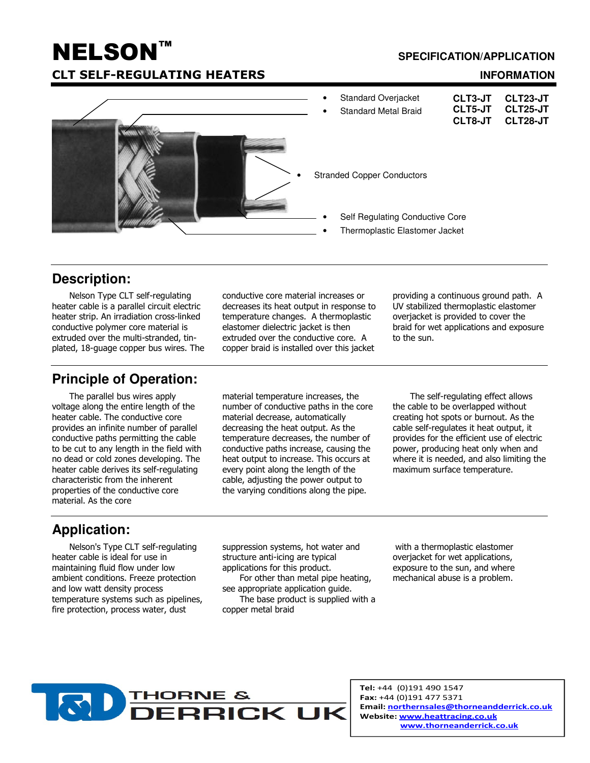# NELSON™

## CLT SELF-REGULATING HEATERS

**SPECIFICATION/APPLICATION INFORMATION**

- Standard Overjacket
- Standard Metal Braid
- Stranded Copper Conductors
- Self Regulating Conductive Core
- Thermoplastic Elastomer Jacket

| | |
|---|---|
| **CLT3-JT** | **CLT23-JT** |
| **CLT5-JT** | **CLT25-JT** |
| **CLT8-JT** | **CLT28-JT** |

## Description:

Nelson Type CLT self-regulating heater cable is a parallel circuit electric heater strip. An irradiation cross-linked conductive polymer core material is extruded over the multi-stranded, tin-plated, 18-guage copper bus wires. The conductive core material increases or decreases its heat output in response to temperature changes. A thermoplastic elastomer dielectric jacket is then extruded over the conductive core. A copper braid is installed over this jacket providing a continuous ground path. A UV stabilized thermoplastic elastomer overjacket is provided to cover the braid for wet applications and exposure to the sun.

## Principle of Operation:

The parallel bus wires apply voltage along the entire length of the heater cable. The conductive core provides an infinite number of parallel conductive paths permitting the cable to be cut to any length in the field with no dead or cold zones developing. The heater cable derives its self-regulating characteristic from the inherent properties of the conductive core material. As the core material temperature increases, the number of conductive paths in the core material decrease, automatically decreasing the heat output. As the temperature decreases, the number of conductive paths increase, causing the heat output to increase. This occurs at every point along the length of the cable, adjusting the power output to the varying conditions along the pipe.

The self-regulating effect allows the cable to be overlapped without creating hot spots or burnout. As the cable self-regulates it heat output, it provides for the efficient use of electric power, producing heat only when and where it is needed, and also limiting the maximum surface temperature.

## Application:

Nelson's Type CLT self-regulating heater cable is ideal for use in maintaining fluid flow under low ambient conditions. Freeze protection and low watt density process temperature systems such as pipelines, fire protection, process water, dust suppression systems, hot water and structure anti-icing are typical applications for this product.

For other than metal pipe heating, see appropriate application guide.

The base product is supplied with a copper metal braid with a thermoplastic elastomer overjacket for wet applications, exposure to the sun, and where mechanical abuse is a problem.

THORNE & DERRICK UK

**Tel:** +44 (0)191 490 1547
**Fax:** +44 (0)191 477 5371
**Email:** northernsales@thorneandderrick.co.uk
**Website:** www.heattracing.co.uk
www.thorneandderrick.co.uk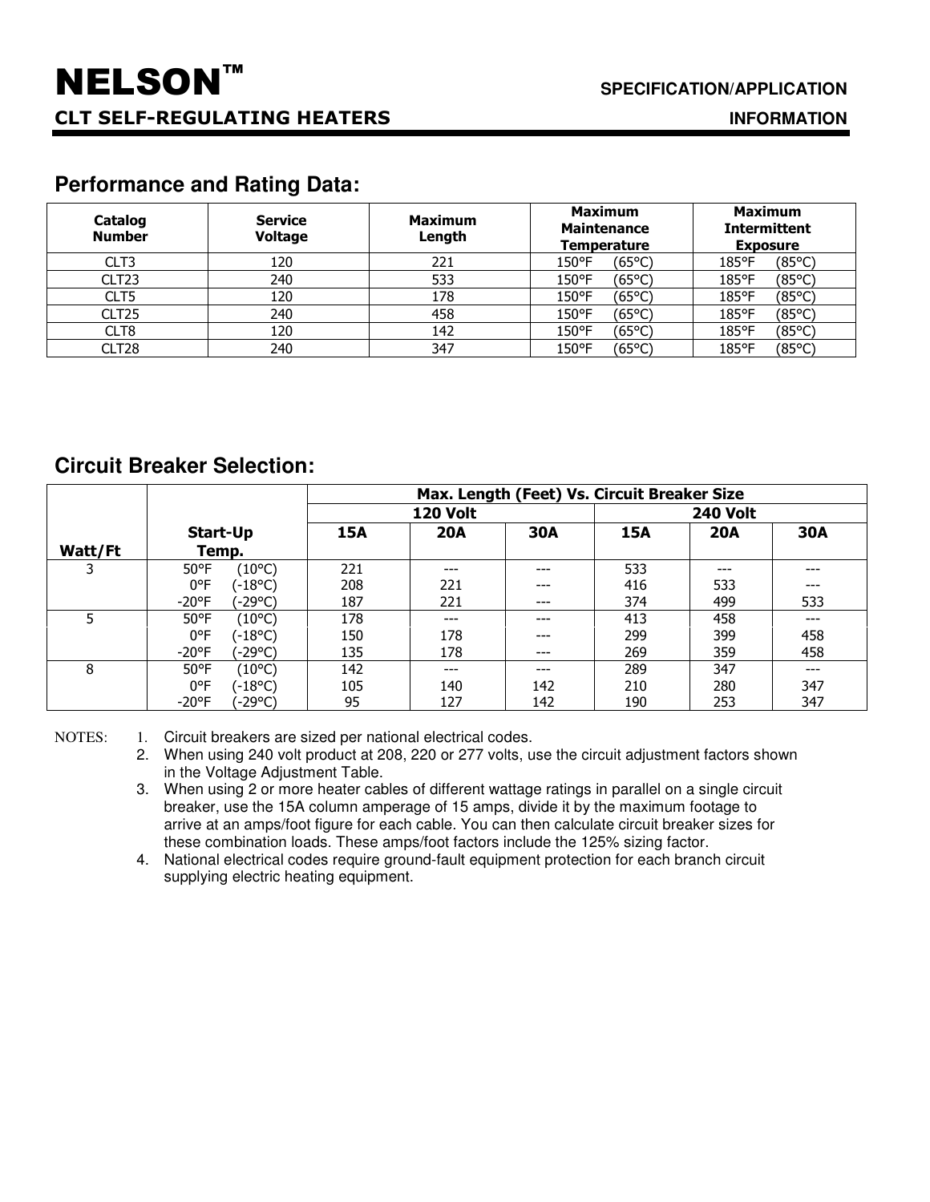# NELSON™

**CLT SELF-REGULATING HEATERS**

**SPECIFICATION/APPLICATION INFORMATION**

## Performance and Rating Data:

| Catalog Number | Service Voltage | Maximum Length | Maximum Maintenance Temperature | Maximum Intermittent Exposure |
|---|---|---|---|---|
| CLT3 | 120 | 221 | 150°F (65°C) | 185°F (85°C) |
| CLT23 | 240 | 533 | 150°F (65°C) | 185°F (85°C) |
| CLT5 | 120 | 178 | 150°F (65°C) | 185°F (85°C) |
| CLT25 | 240 | 458 | 150°F (65°C) | 185°F (85°C) |
| CLT8 | 120 | 142 | 150°F (65°C) | 185°F (85°C) |
| CLT28 | 240 | 347 | 150°F (65°C) | 185°F (85°C) |

## Circuit Breaker Selection:

| | | Max. Length (Feet) Vs. Circuit Breaker Size | | | | | |
|---|---|---|---|---|---|---|---|
| | | 120 Volt | | | 240 Volt | | |
| Watt/Ft | Start-Up Temp. | 15A | 20A | 30A | 15A | 20A | 30A |
| 3 | 50°F (10°C) | 221 | --- | --- | 533 | --- | --- |
| | 0°F (-18°C) | 208 | 221 | --- | 416 | 533 | --- |
| | -20°F (-29°C) | 187 | 221 | --- | 374 | 499 | 533 |
| 5 | 50°F (10°C) | 178 | --- | --- | 413 | 458 | --- |
| | 0°F (-18°C) | 150 | 178 | --- | 299 | 399 | 458 |
| | -20°F (-29°C) | 135 | 178 | --- | 269 | 359 | 458 |
| 8 | 50°F (10°C) | 142 | --- | --- | 289 | 347 | --- |
| | 0°F (-18°C) | 105 | 140 | 142 | 210 | 280 | 347 |
| | -20°F (-29°C) | 95 | 127 | 142 | 190 | 253 | 347 |

NOTES:

1. Circuit breakers are sized per national electrical codes.
2. When using 240 volt product at 208, 220 or 277 volts, use the circuit adjustment factors shown in the Voltage Adjustment Table.
3. When using 2 or more heater cables of different wattage ratings in parallel on a single circuit breaker, use the 15A column amperage of 15 amps, divide it by the maximum footage to arrive at an amps/foot figure for each cable. You can then calculate circuit breaker sizes for these combination loads. These amps/foot factors include the 125% sizing factor.
4. National electrical codes require ground-fault equipment protection for each branch circuit supplying electric heating equipment.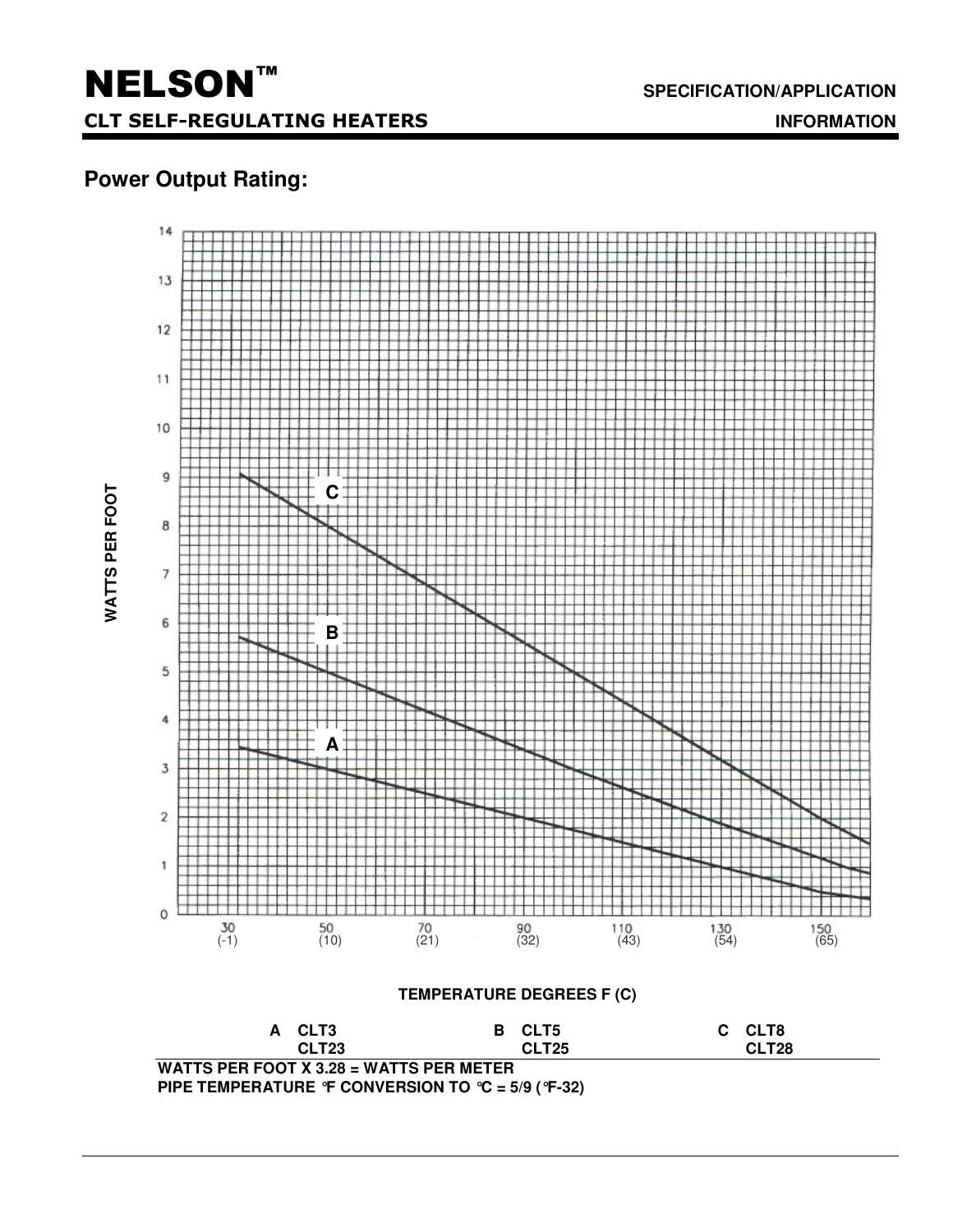# NELSON™

**CLT SELF-REGULATING HEATERS**

**SPECIFICATION/APPLICATION INFORMATION**

## Power Output Rating:

WATTS PER FOOT

TEMPERATURE DEGREES F (C)

| | | |
|---|---|---|
| **A** CLT3 CLT23 | **B** CLT5 CLT25 | **C** CLT8 CLT28 |

**WATTS PER FOOT X 3.28 = WATTS PER METER**

**PIPE TEMPERATURE °F CONVERSION TO °C = 5/9 (°F-32)**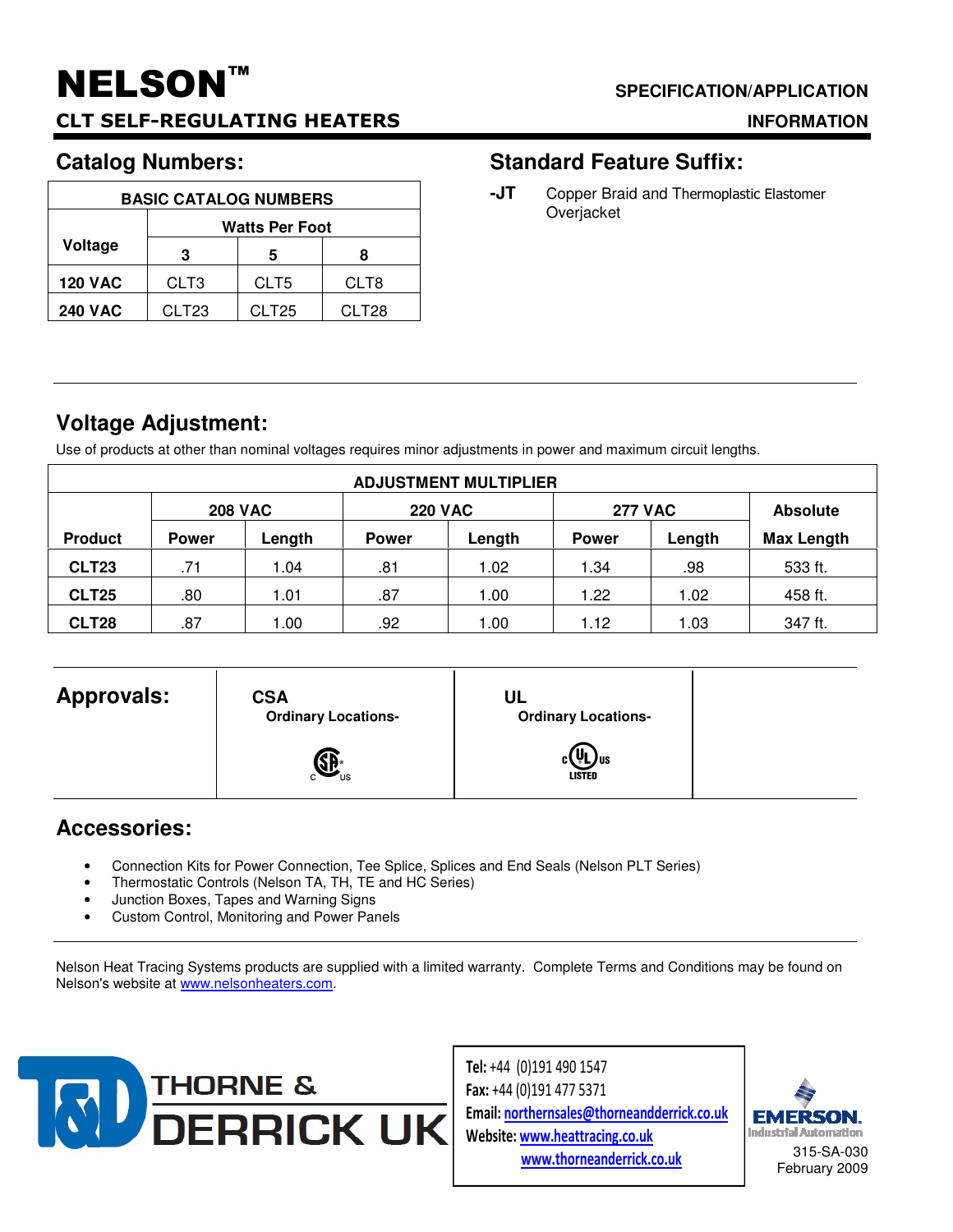# NELSON™

**CLT SELF-REGULATING HEATERS**

**SPECIFICATION/APPLICATION INFORMATION**

## Catalog Numbers:

| BASIC CATALOG NUMBERS | | | |
|---|---|---|---|
| **Voltage** | **Watts Per Foot** | | |
| | **3** | **5** | **8** |
| **120 VAC** | CLT3 | CLT5 | CLT8 |
| **240 VAC** | CLT23 | CLT25 | CLT28 |

## Standard Feature Suffix:

**-JT** Copper Braid and Thermoplastic Elastomer Overjacket

## Voltage Adjustment:

Use of products at other than nominal voltages requires minor adjustments in power and maximum circuit lengths.

| ADJUSTMENT MULTIPLIER | | | | | | | |
|---|---|---|---|---|---|---|---|
| | **208 VAC** | | **220 VAC** | | **277 VAC** | | **Absolute** |
| **Product** | **Power** | **Length** | **Power** | **Length** | **Power** | **Length** | **Max Length** |
| **CLT23** | .71 | 1.04 | .81 | 1.02 | 1.34 | .98 | 533 ft. |
| **CLT25** | .80 | 1.01 | .87 | 1.00 | 1.22 | 1.02 | 458 ft. |
| **CLT28** | .87 | 1.00 | .92 | 1.00 | 1.12 | 1.03 | 347 ft. |

## Approvals:

**CSA**
**Ordinary Locations-**

**UL**
**Ordinary Locations-**

c UL us LISTED

## Accessories:

- Connection Kits for Power Connection, Tee Splice, Splices and End Seals (Nelson PLT Series)
- Thermostatic Controls (Nelson TA, TH, TE and HC Series)
- Junction Boxes, Tapes and Warning Signs
- Custom Control, Monitoring and Power Panels

Nelson Heat Tracing Systems products are supplied with a limited warranty. Complete Terms and Conditions may be found on Nelson's website at www.nelsonheaters.com.

THORNE & DERRICK UK

**Tel:** +44 (0)191 490 1547
**Fax:** +44 (0)191 477 5371
**Email:** northernsales@thorneandderrick.co.uk
**Website:** www.heattracing.co.uk
www.thorneanderrick.co.uk

EMERSON. Industrial Automation

315-SA-030
February 2009